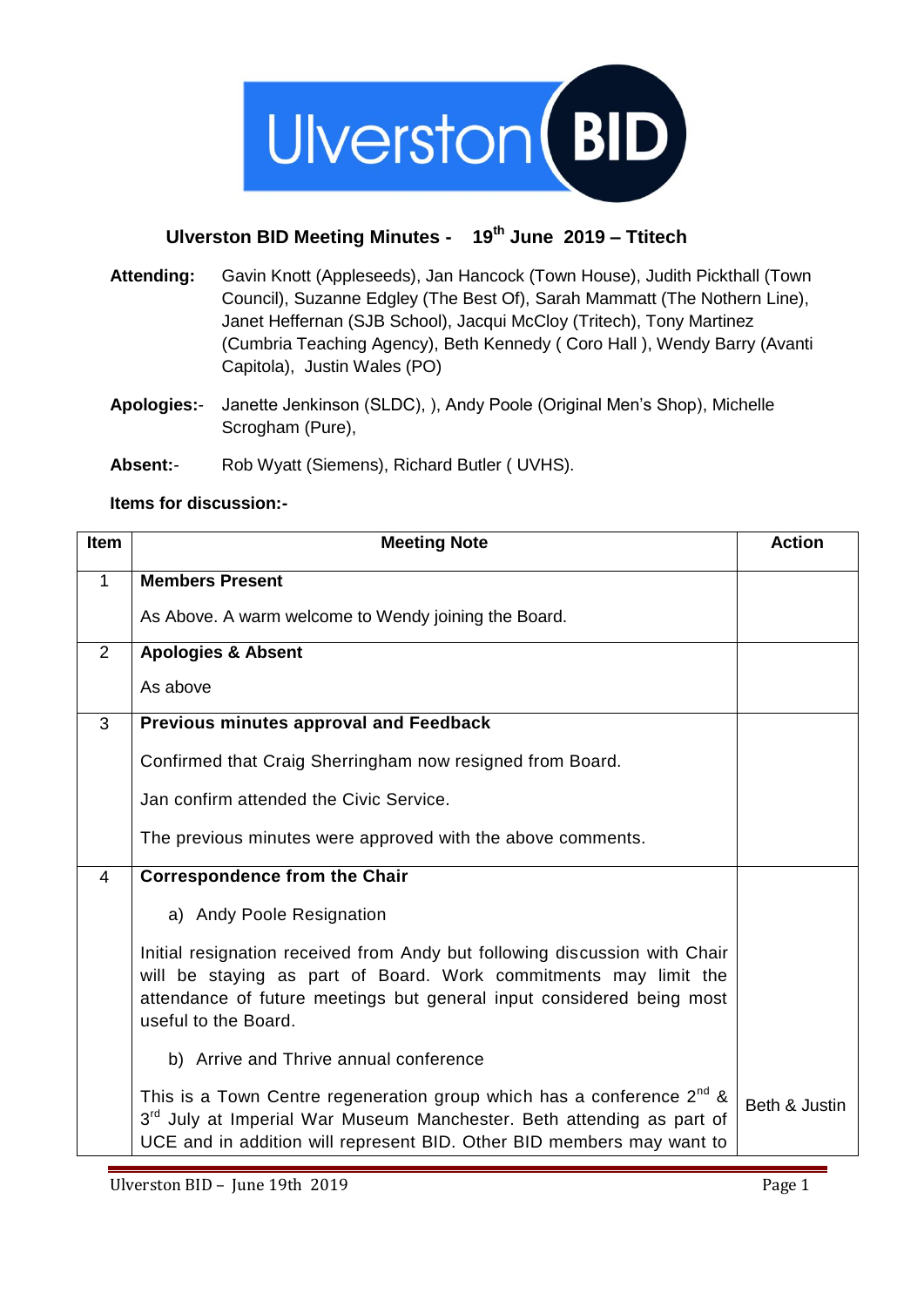Ulverston BID

## Ulverston BID Meeting Minutes - 19th June 2019 – Ttitech

**Attending:** Gavin Knott (Appleseeds), Jan Hancock (Town House), Judith Pickthall (Town Council), Suzanne Edgley (The Best Of), Sarah Mammatt (The Nothern Line), Janet Heffernan (SJB School), Jacqui McCloy (Tritech), Tony Martinez (Cumbria Teaching Agency), Beth Kennedy ( Coro Hall ), Wendy Barry (Avanti Capitola), Justin Wales (PO)

**Apologies:-** Janette Jenkinson (SLDC), ), Andy Poole (Original Men's Shop), Michelle Scrogham (Pure),

**Absent:-** Rob Wyatt (Siemens), Richard Butler ( UVHS).

**Items for discussion:-**

| Item | Meeting Note | Action |
|---|---|---|
| 1 | **Members Present**<br><br>As Above. A warm welcome to Wendy joining the Board. | |
| 2 | **Apologies & Absent**<br><br>As above | |
| 3 | **Previous minutes approval and Feedback**<br><br>Confirmed that Craig Sherringham now resigned from Board.<br><br>Jan confirm attended the Civic Service.<br><br>The previous minutes were approved with the above comments. | |
| 4 | **Correspondence from the Chair**<br><br>a) Andy Poole Resignation<br><br>Initial resignation received from Andy but following discussion with Chair will be staying as part of Board. Work commitments may limit the attendance of future meetings but general input considered being most useful to the Board.<br><br>b) Arrive and Thrive annual conference<br><br>This is a Town Centre regeneration group which has a conference 2nd & 3rd July at Imperial War Museum Manchester. Beth attending as part of UCE and in addition will represent BID. Other BID members may want to | Beth & Justin |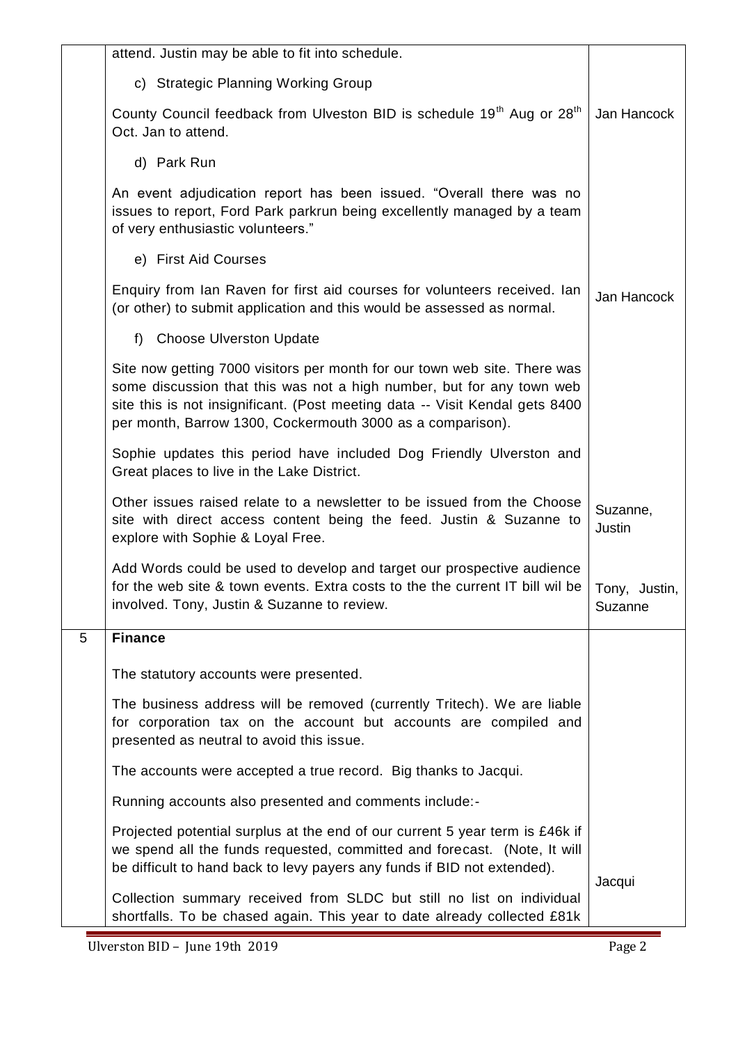| | | |
|---|---|---|
| | attend. Justin may be able to fit into schedule. | |
| | c) Strategic Planning Working Group | |
| | County Council feedback from Ulveston BID is schedule 19th Aug or 28th Oct. Jan to attend. | Jan Hancock |
| | d) Park Run | |
| | An event adjudication report has been issued. "Overall there was no issues to report, Ford Park parkrun being excellently managed by a team of very enthusiastic volunteers." | |
| | e) First Aid Courses | |
| | Enquiry from Ian Raven for first aid courses for volunteers received. Ian (or other) to submit application and this would be assessed as normal. | Jan Hancock |
| | f) Choose Ulverston Update | |
| | Site now getting 7000 visitors per month for our town web site. There was some discussion that this was not a high number, but for any town web site this is not insignificant. (Post meeting data -- Visit Kendal gets 8400 per month, Barrow 1300, Cockermouth 3000 as a comparison). | |
| | Sophie updates this period have included Dog Friendly Ulverston and Great places to live in the Lake District. | |
| | Other issues raised relate to a newsletter to be issued from the Choose site with direct access content being the feed. Justin & Suzanne to explore with Sophie & Loyal Free. | Suzanne, Justin |
| | Add Words could be used to develop and target our prospective audience for the web site & town events. Extra costs to the the current IT bill wil be involved. Tony, Justin & Suzanne to review. | Tony, Justin, Suzanne |
| 5 | **Finance** | |
| | The statutory accounts were presented. | |
| | The business address will be removed (currently Tritech). We are liable for corporation tax on the account but accounts are compiled and presented as neutral to avoid this issue. | |
| | The accounts were accepted a true record. Big thanks to Jacqui. | |
| | Running accounts also presented and comments include:- | |
| | Projected potential surplus at the end of our current 5 year term is £46k if we spend all the funds requested, committed and forecast. (Note, It will be difficult to hand back to levy payers any funds if BID not extended). | Jacqui |
| | Collection summary received from SLDC but still no list on individual shortfalls. To be chased again. This year to date already collected £81k | |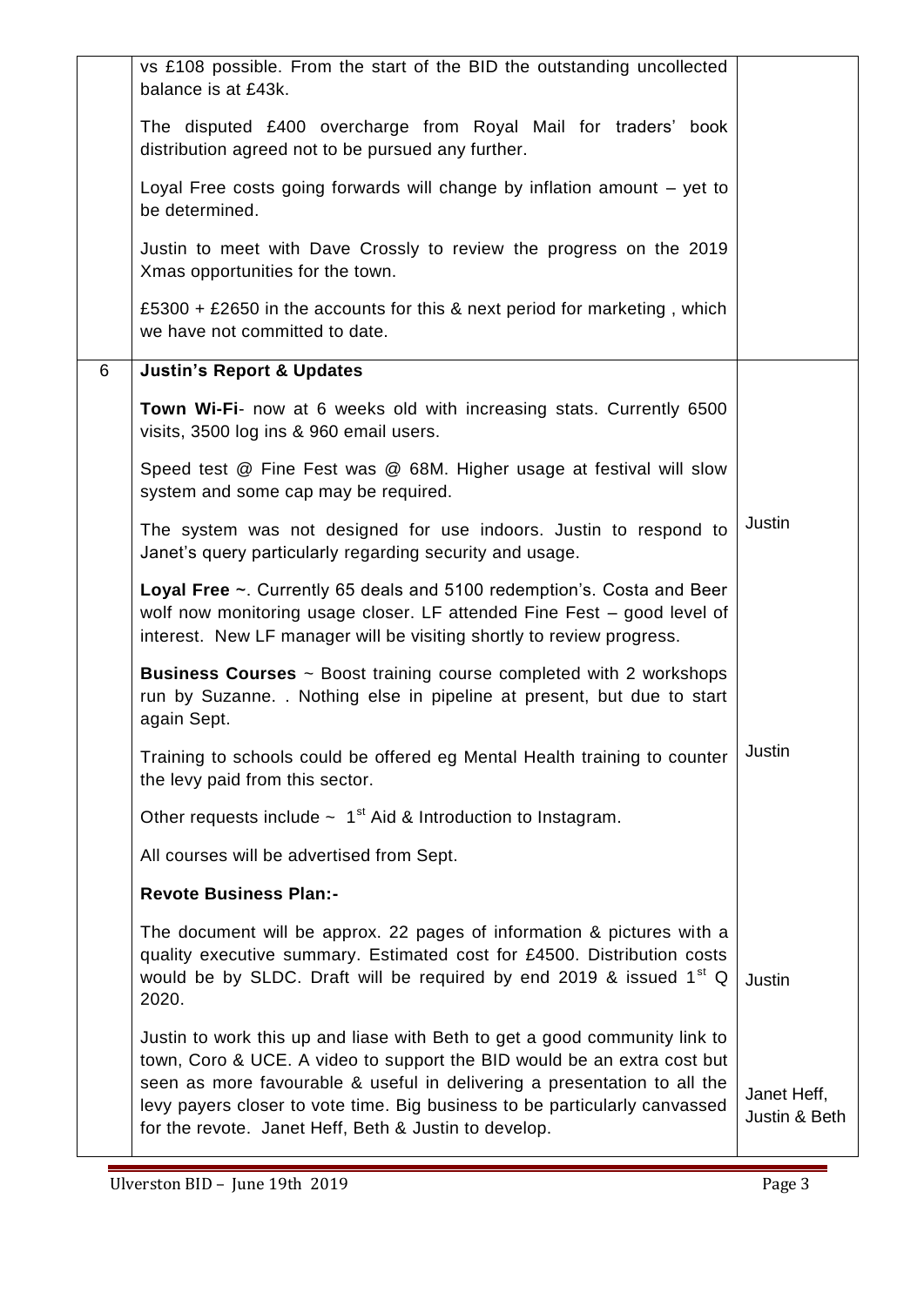| | | |
|---|---|---|
| | vs £108 possible. From the start of the BID the outstanding uncollected balance is at £43k.<br><br>The disputed £400 overcharge from Royal Mail for traders' book distribution agreed not to be pursued any further.<br><br>Loyal Free costs going forwards will change by inflation amount – yet to be determined.<br><br>Justin to meet with Dave Crossly to review the progress on the 2019 Xmas opportunities for the town.<br><br>£5300 + £2650 in the accounts for this & next period for marketing , which we have not committed to date. | |
| 6 | **Justin's Report & Updates**<br><br>**Town Wi-Fi**- now at 6 weeks old with increasing stats. Currently 6500 visits, 3500 log ins & 960 email users.<br><br>Speed test @ Fine Fest was @ 68M. Higher usage at festival will slow system and some cap may be required.<br><br>The system was not designed for use indoors. Justin to respond to Janet's query particularly regarding security and usage. | Justin |
| | **Loyal Free** ~. Currently 65 deals and 5100 redemption's. Costa and Beer wolf now monitoring usage closer. LF attended Fine Fest – good level of interest. New LF manager will be visiting shortly to review progress.<br><br>**Business Courses** ~ Boost training course completed with 2 workshops run by Suzanne. . Nothing else in pipeline at present, but due to start again Sept.<br><br>Training to schools could be offered eg Mental Health training to counter the levy paid from this sector. | Justin |
| | Other requests include ~ 1st Aid & Introduction to Instagram.<br><br>All courses will be advertised from Sept.<br><br>**Revote Business Plan:-**<br><br>The document will be approx. 22 pages of information & pictures with a quality executive summary. Estimated cost for £4500. Distribution costs would be by SLDC. Draft will be required by end 2019 & issued 1st Q 2020. | Justin |
| | Justin to work this up and liase with Beth to get a good community link to town, Coro & UCE. A video to support the BID would be an extra cost but seen as more favourable & useful in delivering a presentation to all the levy payers closer to vote time. Big business to be particularly canvassed for the revote. Janet Heff, Beth & Justin to develop. | Janet Heff, Justin & Beth |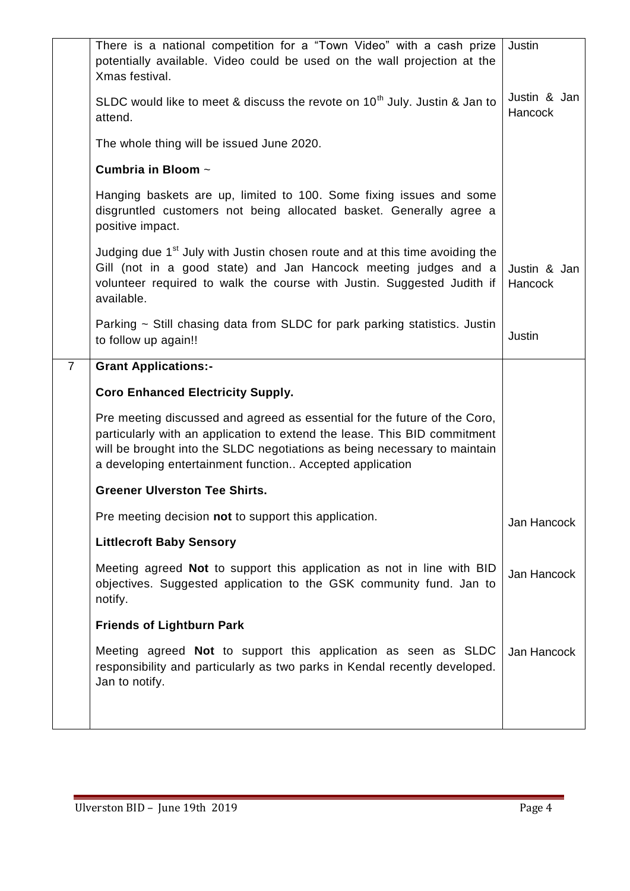| | | |
|---|---|---|
| | There is a national competition for a "Town Video" with a cash prize potentially available. Video could be used on the wall projection at the Xmas festival. | Justin |
| | SLDC would like to meet & discuss the revote on 10th July. Justin & Jan to attend. | Justin & Jan Hancock |
| | The whole thing will be issued June 2020. | |
| | **Cumbria in Bloom** ~ | |
| | Hanging baskets are up, limited to 100. Some fixing issues and some disgruntled customers not being allocated basket. Generally agree a positive impact. | |
| | Judging due 1st July with Justin chosen route and at this time avoiding the Gill (not in a good state) and Jan Hancock meeting judges and a volunteer required to walk the course with Justin. Suggested Judith if available. | Justin & Jan Hancock |
| | Parking ~ Still chasing data from SLDC for park parking statistics. Justin to follow up again!! | Justin |
| 7 | **Grant Applications:-** | |
| | **Coro Enhanced Electricity Supply.** | |
| | Pre meeting discussed and agreed as essential for the future of the Coro, particularly with an application to extend the lease. This BID commitment will be brought into the SLDC negotiations as being necessary to maintain a developing entertainment function.. Accepted application | |
| | **Greener Ulverston Tee Shirts.** | |
| | Pre meeting decision **not** to support this application. | Jan Hancock |
| | **Littlecroft Baby Sensory** | |
| | Meeting agreed **Not** to support this application as not in line with BID objectives. Suggested application to the GSK community fund. Jan to notify. | Jan Hancock |
| | **Friends of Lightburn Park** | |
| | Meeting agreed **Not** to support this application as seen as SLDC responsibility and particularly as two parks in Kendal recently developed. Jan to notify. | Jan Hancock |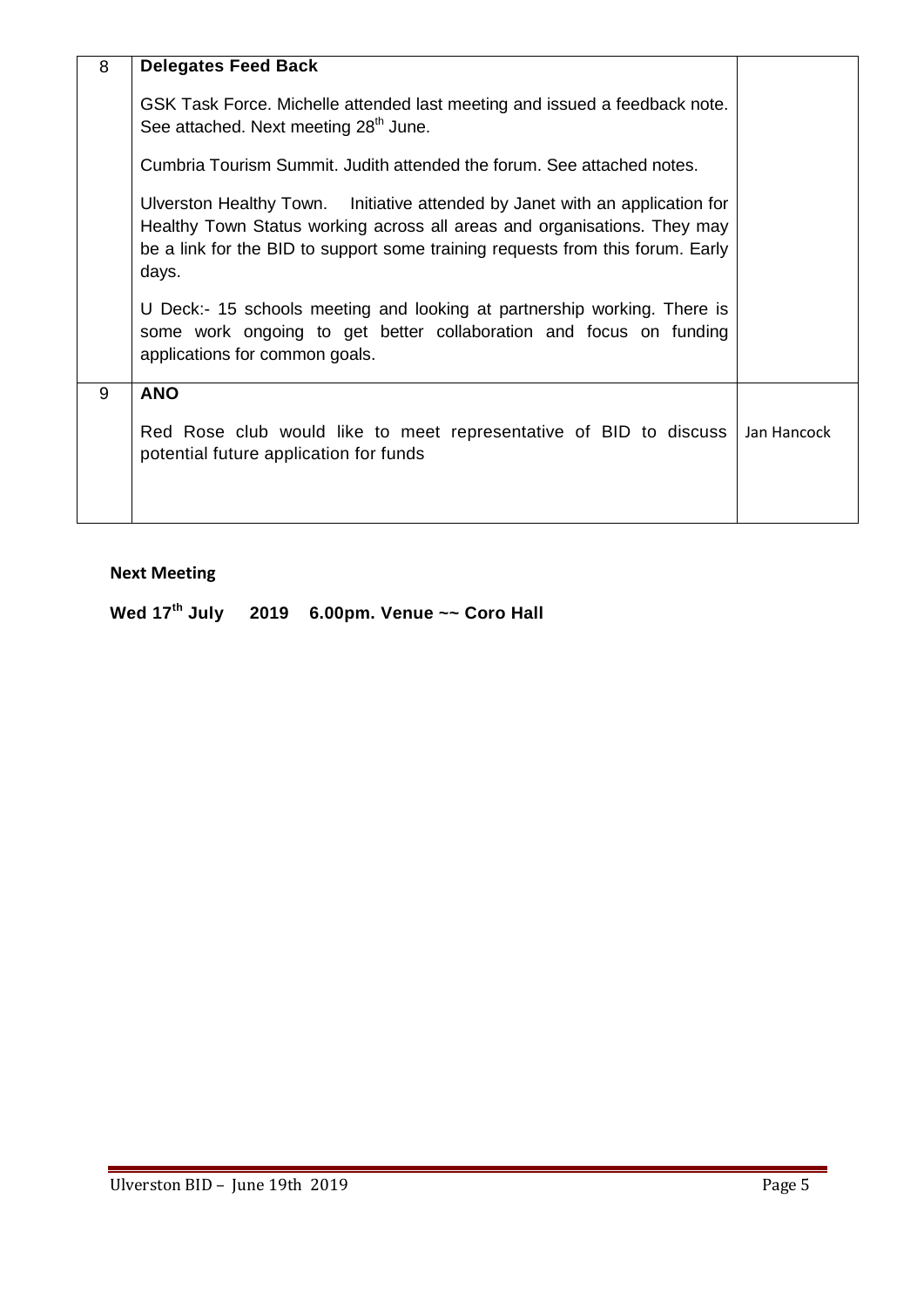| | | |
|---|---|---|
| 8 | **Delegates Feed Back**<br><br>GSK Task Force. Michelle attended last meeting and issued a feedback note. See attached. Next meeting 28th June.<br><br>Cumbria Tourism Summit. Judith attended the forum. See attached notes.<br><br>Ulverston Healthy Town. Initiative attended by Janet with an application for Healthy Town Status working across all areas and organisations. They may be a link for the BID to support some training requests from this forum. Early days.<br><br>U Deck:- 15 schools meeting and looking at partnership working. There is some work ongoing to get better collaboration and focus on funding applications for common goals. | |
| 9 | **ANO**<br><br>Red Rose club would like to meet representative of BID to discuss potential future application for funds | Jan Hancock |

**Next Meeting**

**Wed 17th July 2019 6.00pm. Venue ~~ Coro Hall**